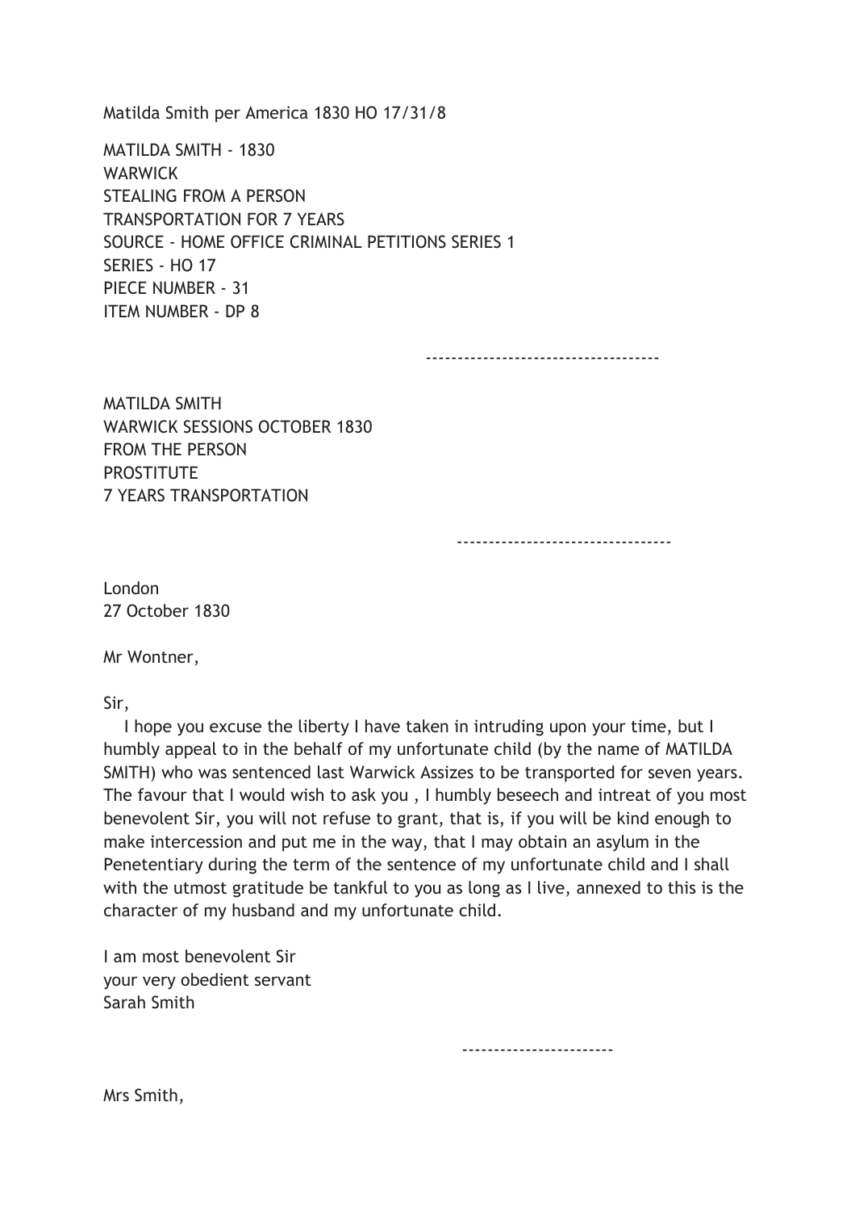Matilda Smith per America 1830 HO 17/31/8

MATILDA SMITH - 1830
WARWICK
STEALING FROM A PERSON
TRANSPORTATION FOR 7 YEARS
SOURCE - HOME OFFICE CRIMINAL PETITIONS SERIES 1
SERIES - HO 17
PIECE NUMBER - 31
ITEM NUMBER - DP 8

------------------------------------

MATILDA SMITH
WARWICK SESSIONS OCTOBER 1830
FROM THE PERSON
PROSTITUTE
7 YEARS TRANSPORTATION

---------------------------------

London
27 October 1830

Mr Wontner,

Sir,

I hope you excuse the liberty I have taken in intruding upon your time, but I humbly appeal to in the behalf of my unfortunate child (by the name of MATILDA SMITH) who was sentenced last Warwick Assizes to be transported for seven years. The favour that I would wish to ask you , I humbly beseech and intreat of you most benevolent Sir, you will not refuse to grant, that is, if you will be kind enough to make intercession and put me in the way, that I may obtain an asylum in the Penetentiary during the term of the sentence of my unfortunate child and I shall with the utmost gratitude be tankful to you as long as I live, annexed to this is the character of my husband and my unfortunate child.

I am most benevolent Sir
your very obedient servant
Sarah Smith

-----------------------

Mrs Smith,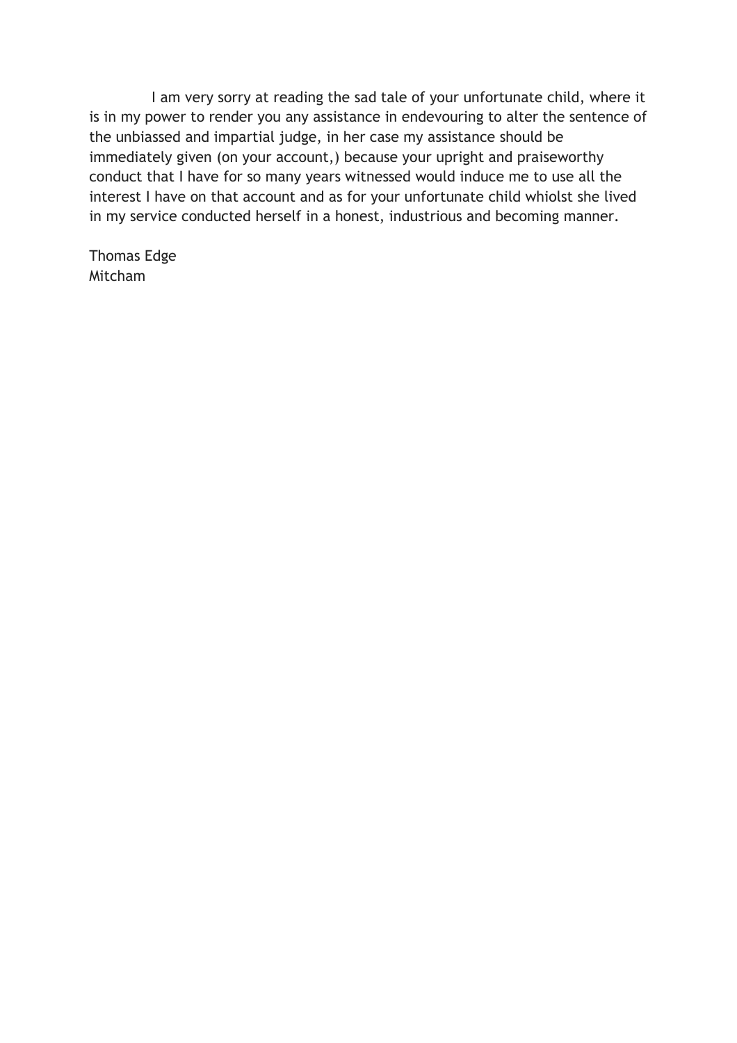I am very sorry at reading the sad tale of your unfortunate child, where it is in my power to render you any assistance in endevouring to alter the sentence of the unbiassed and impartial judge, in her case my assistance should be immediately given (on your account,) because your upright and praiseworthy conduct that I have for so many years witnessed would induce me to use all the interest I have on that account and as for your unfortunate child whiolst she lived in my service conducted herself in a honest, industrious and becoming manner.

Thomas Edge
Mitcham